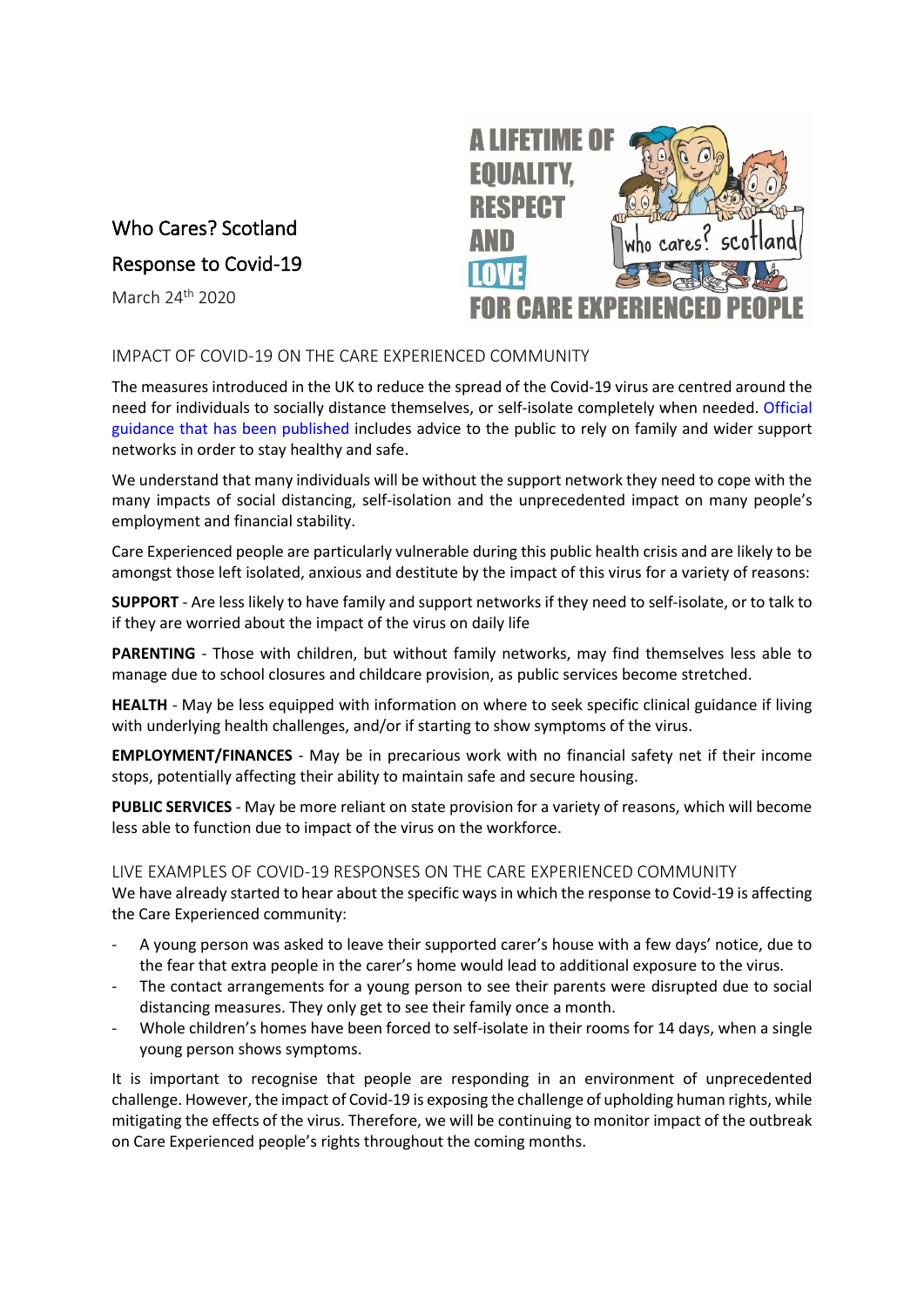# Who Cares? Scotland

# Response to Covid-19

March 24th 2020

## IMPACT OF COVID-19 ON THE CARE EXPERIENCED COMMUNITY

The measures introduced in the UK to reduce the spread of the Covid-19 virus are centred around the need for individuals to socially distance themselves, or self-isolate completely when needed. Official guidance that has been published includes advice to the public to rely on family and wider support networks in order to stay healthy and safe.

We understand that many individuals will be without the support network they need to cope with the many impacts of social distancing, self-isolation and the unprecedented impact on many people's employment and financial stability.

Care Experienced people are particularly vulnerable during this public health crisis and are likely to be amongst those left isolated, anxious and destitute by the impact of this virus for a variety of reasons:

**SUPPORT** - Are less likely to have family and support networks if they need to self-isolate, or to talk to if they are worried about the impact of the virus on daily life

**PARENTING** - Those with children, but without family networks, may find themselves less able to manage due to school closures and childcare provision, as public services become stretched.

**HEALTH** - May be less equipped with information on where to seek specific clinical guidance if living with underlying health challenges, and/or if starting to show symptoms of the virus.

**EMPLOYMENT/FINANCES** - May be in precarious work with no financial safety net if their income stops, potentially affecting their ability to maintain safe and secure housing.

**PUBLIC SERVICES** - May be more reliant on state provision for a variety of reasons, which will become less able to function due to impact of the virus on the workforce.

## LIVE EXAMPLES OF COVID-19 RESPONSES ON THE CARE EXPERIENCED COMMUNITY

We have already started to hear about the specific ways in which the response to Covid-19 is affecting the Care Experienced community:

- A young person was asked to leave their supported carer's house with a few days' notice, due to the fear that extra people in the carer's home would lead to additional exposure to the virus.
- The contact arrangements for a young person to see their parents were disrupted due to social distancing measures. They only get to see their family once a month.
- Whole children's homes have been forced to self-isolate in their rooms for 14 days, when a single young person shows symptoms.

It is important to recognise that people are responding in an environment of unprecedented challenge. However, the impact of Covid-19 is exposing the challenge of upholding human rights, while mitigating the effects of the virus. Therefore, we will be continuing to monitor impact of the outbreak on Care Experienced people's rights throughout the coming months.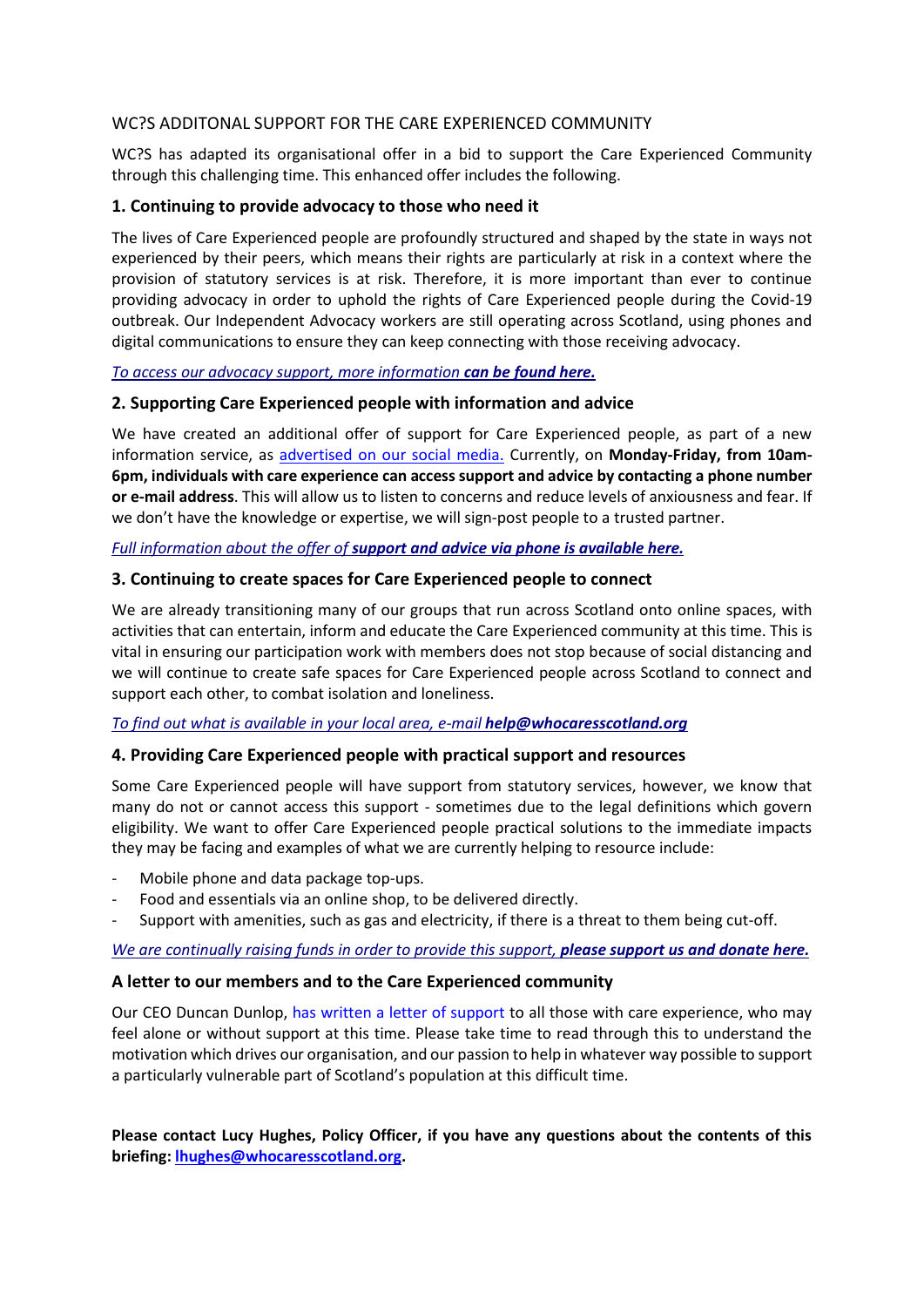WC?S ADDITONAL SUPPORT FOR THE CARE EXPERIENCED COMMUNITY

WC?S has adapted its organisational offer in a bid to support the Care Experienced Community through this challenging time. This enhanced offer includes the following.

### 1. Continuing to provide advocacy to those who need it

The lives of Care Experienced people are profoundly structured and shaped by the state in ways not experienced by their peers, which means their rights are particularly at risk in a context where the provision of statutory services is at risk. Therefore, it is more important than ever to continue providing advocacy in order to uphold the rights of Care Experienced people during the Covid-19 outbreak. Our Independent Advocacy workers are still operating across Scotland, using phones and digital communications to ensure they can keep connecting with those receiving advocacy.

*To access our advocacy support, more information **can be found here.***

### 2. Supporting Care Experienced people with information and advice

We have created an additional offer of support for Care Experienced people, as part of a new information service, as advertised on our social media. Currently, on **Monday-Friday, from 10am-6pm, individuals with care experience can access support and advice by contacting a phone number or e-mail address**. This will allow us to listen to concerns and reduce levels of anxiousness and fear. If we don't have the knowledge or expertise, we will sign-post people to a trusted partner.

*Full information about the offer of **support and advice via phone is available here.***

### 3. Continuing to create spaces for Care Experienced people to connect

We are already transitioning many of our groups that run across Scotland onto online spaces, with activities that can entertain, inform and educate the Care Experienced community at this time. This is vital in ensuring our participation work with members does not stop because of social distancing and we will continue to create safe spaces for Care Experienced people across Scotland to connect and support each other, to combat isolation and loneliness.

*To find out what is available in your local area, e-mail **help@whocaresscotland.org***

### 4. Providing Care Experienced people with practical support and resources

Some Care Experienced people will have support from statutory services, however, we know that many do not or cannot access this support - sometimes due to the legal definitions which govern eligibility. We want to offer Care Experienced people practical solutions to the immediate impacts they may be facing and examples of what we are currently helping to resource include:

- Mobile phone and data package top-ups.
- Food and essentials via an online shop, to be delivered directly.
- Support with amenities, such as gas and electricity, if there is a threat to them being cut-off.

*We are continually raising funds in order to provide this support, **please support us and donate here.***

### A letter to our members and to the Care Experienced community

Our CEO Duncan Dunlop, has written a letter of support to all those with care experience, who may feel alone or without support at this time. Please take time to read through this to understand the motivation which drives our organisation, and our passion to help in whatever way possible to support a particularly vulnerable part of Scotland's population at this difficult time.

**Please contact Lucy Hughes, Policy Officer, if you have any questions about the contents of this briefing: lhughes@whocaresscotland.org.**